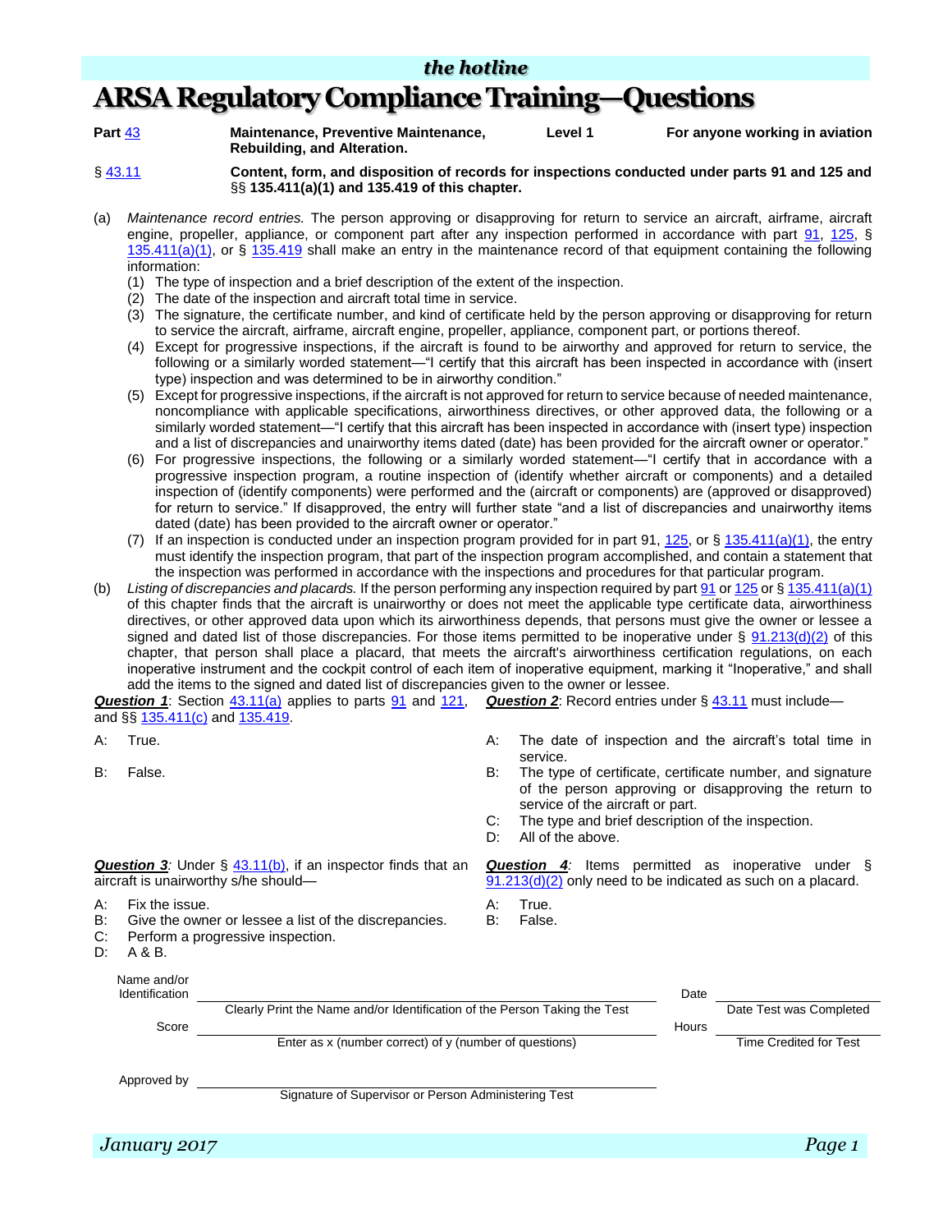# ARSA Regulatory Compliance Training—Questions

| | | | |
|---|---|---|---|
| **Part** 43 | **Maintenance, Preventive Maintenance, Rebuilding, and Alteration.** | **Level 1** | **For anyone working in aviation** |

§ 43.11 **Content, form, and disposition of records for inspections conducted under parts 91 and 125 and §§ 135.411(a)(1) and 135.419 of this chapter.**

(a) *Maintenance record entries.* The person approving or disapproving for return to service an aircraft, airframe, aircraft engine, propeller, appliance, or component part after any inspection performed in accordance with part 91, 125, § 135.411(a)(1), or § 135.419 shall make an entry in the maintenance record of that equipment containing the following information:

(1) The type of inspection and a brief description of the extent of the inspection.

(2) The date of the inspection and aircraft total time in service.

(3) The signature, the certificate number, and kind of certificate held by the person approving or disapproving for return to service the aircraft, airframe, aircraft engine, propeller, appliance, component part, or portions thereof.

(4) Except for progressive inspections, if the aircraft is found to be airworthy and approved for return to service, the following or a similarly worded statement—"I certify that this aircraft has been inspected in accordance with (insert type) inspection and was determined to be in airworthy condition."

(5) Except for progressive inspections, if the aircraft is not approved for return to service because of needed maintenance, noncompliance with applicable specifications, airworthiness directives, or other approved data, the following or a similarly worded statement—"I certify that this aircraft has been inspected in accordance with (insert type) inspection and a list of discrepancies and unairworthy items dated (date) has been provided for the aircraft owner or operator."

(6) For progressive inspections, the following or a similarly worded statement—"I certify that in accordance with a progressive inspection program, a routine inspection of (identify whether aircraft or components) and a detailed inspection of (identify components) were performed and the (aircraft or components) are (approved or disapproved) for return to service." If disapproved, the entry will further state "and a list of discrepancies and unairworthy items dated (date) has been provided to the aircraft owner or operator."

(7) If an inspection is conducted under an inspection program provided for in part 91, 125, or § 135.411(a)(1), the entry must identify the inspection program, that part of the inspection program accomplished, and contain a statement that the inspection was performed in accordance with the inspections and procedures for that particular program.

(b) *Listing of discrepancies and placards.* If the person performing any inspection required by part 91 or 125 or § 135.411(a)(1) of this chapter finds that the aircraft is unairworthy or does not meet the applicable type certificate data, airworthiness directives, or other approved data upon which its airworthiness depends, that persons must give the owner or lessee a signed and dated list of those discrepancies. For those items permitted to be inoperative under § 91.213(d)(2) of this chapter, that person shall place a placard, that meets the aircraft's airworthiness certification regulations, on each inoperative instrument and the cockpit control of each item of inoperative equipment, marking it "Inoperative," and shall add the items to the signed and dated list of discrepancies given to the owner or lessee.

***Question 1***: Section 43.11(a) applies to parts 91 and 121, and §§ 135.411(c) and 135.419.

A: True.

B: False.

***Question 2***: Record entries under § 43.11 must include—

A: The date of inspection and the aircraft's total time in service.

B: The type of certificate, certificate number, and signature of the person approving or disapproving the return to service of the aircraft or part.

C: The type and brief description of the inspection.

D: All of the above.

***Question 3***: Under § 43.11(b), if an inspector finds that an aircraft is unairworthy s/he should—

A: Fix the issue.

B: Give the owner or lessee a list of the discrepancies.

C: Perform a progressive inspection.

D: A & B.

***Question 4***: Items permitted as inoperative under § 91.213(d)(2) only need to be indicated as such on a placard.

A: True.

B: False.

Name and/or Identification ______________________________
Clearly Print the Name and/or Identification of the Person Taking the Test

Date ______________________________
Date Test was Completed

Score ______________________________
Enter as x (number correct) of y (number of questions)

Hours ______________________________
Time Credited for Test

Approved by ______________________________
Signature of Supervisor or Person Administering Test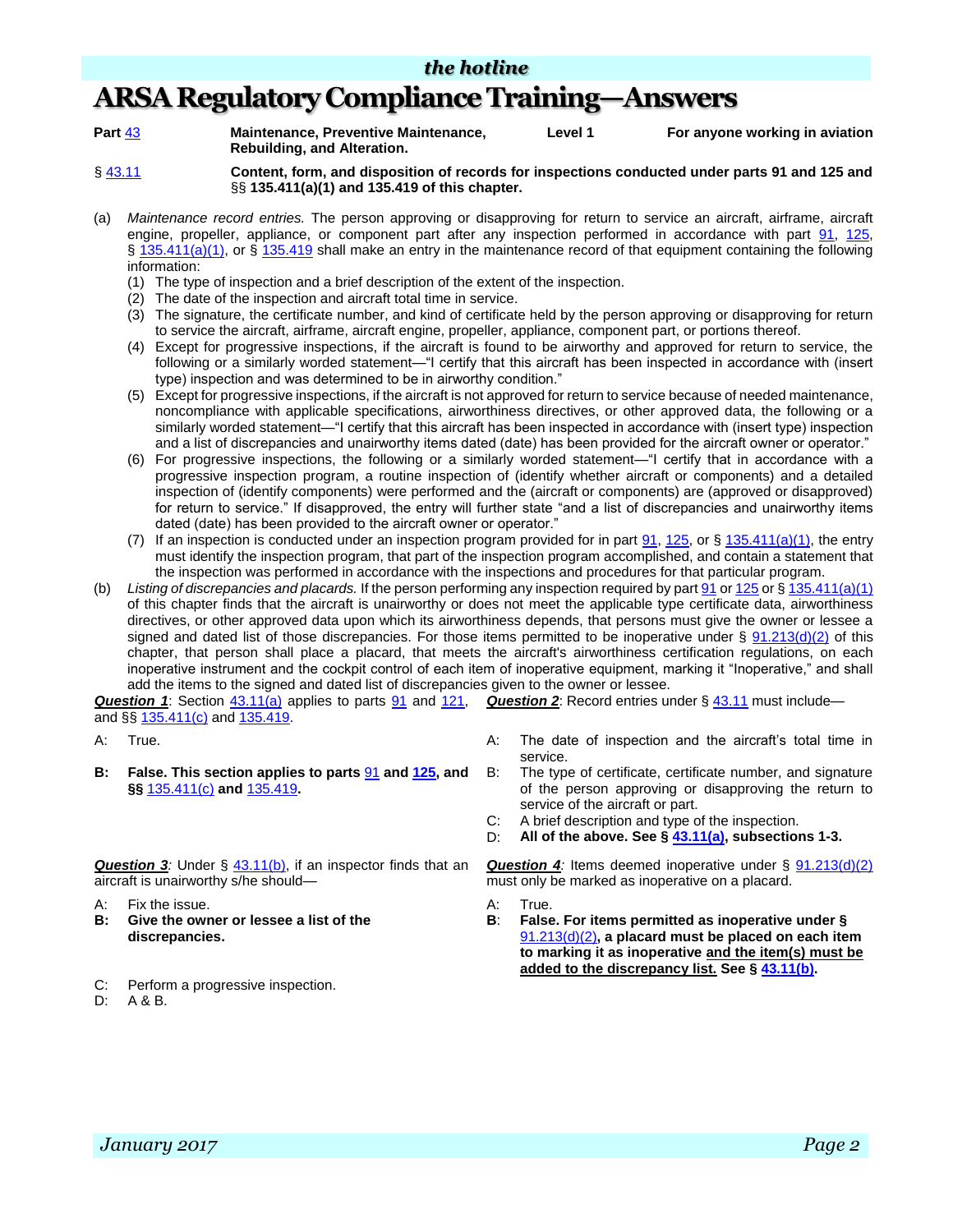# ARSA Regulatory Compliance Training—Answers

**Part** 43 | **Maintenance, Preventive Maintenance, Rebuilding, and Alteration.** | **Level 1** | **For anyone working in aviation**

§ 43.11 | **Content, form, and disposition of records for inspections conducted under parts 91 and 125 and §§ 135.411(a)(1) and 135.419 of this chapter.**

(a) *Maintenance record entries.* The person approving or disapproving for return to service an aircraft, airframe, aircraft engine, propeller, appliance, or component part after any inspection performed in accordance with part 91, 125, § 135.411(a)(1), or § 135.419 shall make an entry in the maintenance record of that equipment containing the following information:

- (1) The type of inspection and a brief description of the extent of the inspection.
- (2) The date of the inspection and aircraft total time in service.
- (3) The signature, the certificate number, and kind of certificate held by the person approving or disapproving for return to service the aircraft, airframe, aircraft engine, propeller, appliance, component part, or portions thereof.
- (4) Except for progressive inspections, if the aircraft is found to be airworthy and approved for return to service, the following or a similarly worded statement—"I certify that this aircraft has been inspected in accordance with (insert type) inspection and was determined to be in airworthy condition."
- (5) Except for progressive inspections, if the aircraft is not approved for return to service because of needed maintenance, noncompliance with applicable specifications, airworthiness directives, or other approved data, the following or a similarly worded statement—"I certify that this aircraft has been inspected in accordance with (insert type) inspection and a list of discrepancies and unairworthy items dated (date) has been provided for the aircraft owner or operator."
- (6) For progressive inspections, the following or a similarly worded statement—"I certify that in accordance with a progressive inspection program, a routine inspection of (identify whether aircraft or components) and a detailed inspection of (identify components) were performed and the (aircraft or components) are (approved or disapproved) for return to service." If disapproved, the entry will further state "and a list of discrepancies and unairworthy items dated (date) has been provided to the aircraft owner or operator."
- (7) If an inspection is conducted under an inspection program provided for in part 91, 125, or § 135.411(a)(1), the entry must identify the inspection program, that part of the inspection program accomplished, and contain a statement that the inspection was performed in accordance with the inspections and procedures for that particular program.

(b) *Listing of discrepancies and placards.* If the person performing any inspection required by part 91 or 125 or § 135.411(a)(1) of this chapter finds that the aircraft is unairworthy or does not meet the applicable type certificate data, airworthiness directives, or other approved data upon which its airworthiness depends, that persons must give the owner or lessee a signed and dated list of those discrepancies. For those items permitted to be inoperative under § 91.213(d)(2) of this chapter, that person shall place a placard, that meets the aircraft's airworthiness certification regulations, on each inoperative instrument and the cockpit control of each item of inoperative equipment, marking it "Inoperative," and shall add the items to the signed and dated list of discrepancies given to the owner or lessee.

***Question 1***: Section 43.11(a) applies to parts 91 and 121, and §§ 135.411(c) and 135.419.

A: True.

**B: False. This section applies to parts 91 and 125, and §§ 135.411(c) and 135.419.**

***Question 2***: Record entries under § 43.11 must include—

A: The date of inspection and the aircraft's total time in service.

B: The type of certificate, certificate number, and signature of the person approving or disapproving the return to service of the aircraft or part.

C: A brief description and type of the inspection.

**D: All of the above. See § 43.11(a), subsections 1-3.**

***Question 3***: Under § 43.11(b), if an inspector finds that an aircraft is unairworthy s/he should—

A: Fix the issue.

**B: Give the owner or lessee a list of the discrepancies.**

C: Perform a progressive inspection.

D: A & B.

***Question 4***: Items deemed inoperative under § 91.213(d)(2) must only be marked as inoperative on a placard.

A: True.

**B: False. For items permitted as inoperative under § 91.213(d)(2), a placard must be placed on each item to marking it as inoperative <u>and the item(s) must be added to the discrepancy list.</u> See § 43.11(b).**